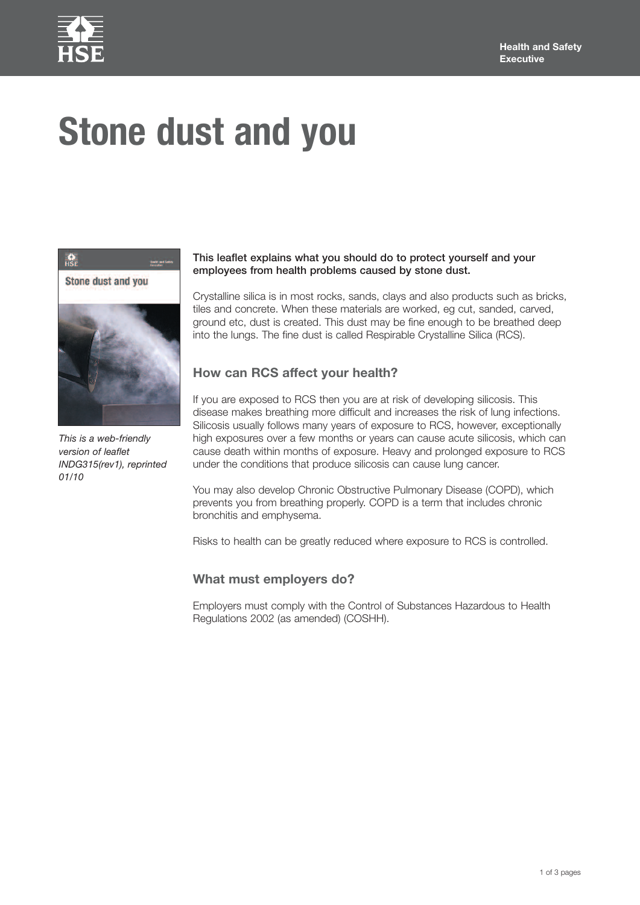# Stone dust and you

*This is a web-friendly version of leaflet INDG315(rev1), reprinted 01/10*

**This leaflet explains what you should do to protect yourself and your employees from health problems caused by stone dust.**

Crystalline silica is in most rocks, sands, clays and also products such as bricks, tiles and concrete. When these materials are worked, eg cut, sanded, carved, ground etc, dust is created. This dust may be fine enough to be breathed deep into the lungs. The fine dust is called Respirable Crystalline Silica (RCS).

## How can RCS affect your health?

If you are exposed to RCS then you are at risk of developing silicosis. This disease makes breathing more difficult and increases the risk of lung infections. Silicosis usually follows many years of exposure to RCS, however, exceptionally high exposures over a few months or years can cause acute silicosis, which can cause death within months of exposure. Heavy and prolonged exposure to RCS under the conditions that produce silicosis can cause lung cancer.

You may also develop Chronic Obstructive Pulmonary Disease (COPD), which prevents you from breathing properly. COPD is a term that includes chronic bronchitis and emphysema.

Risks to health can be greatly reduced where exposure to RCS is controlled.

## What must employers do?

Employers must comply with the Control of Substances Hazardous to Health Regulations 2002 (as amended) (COSHH).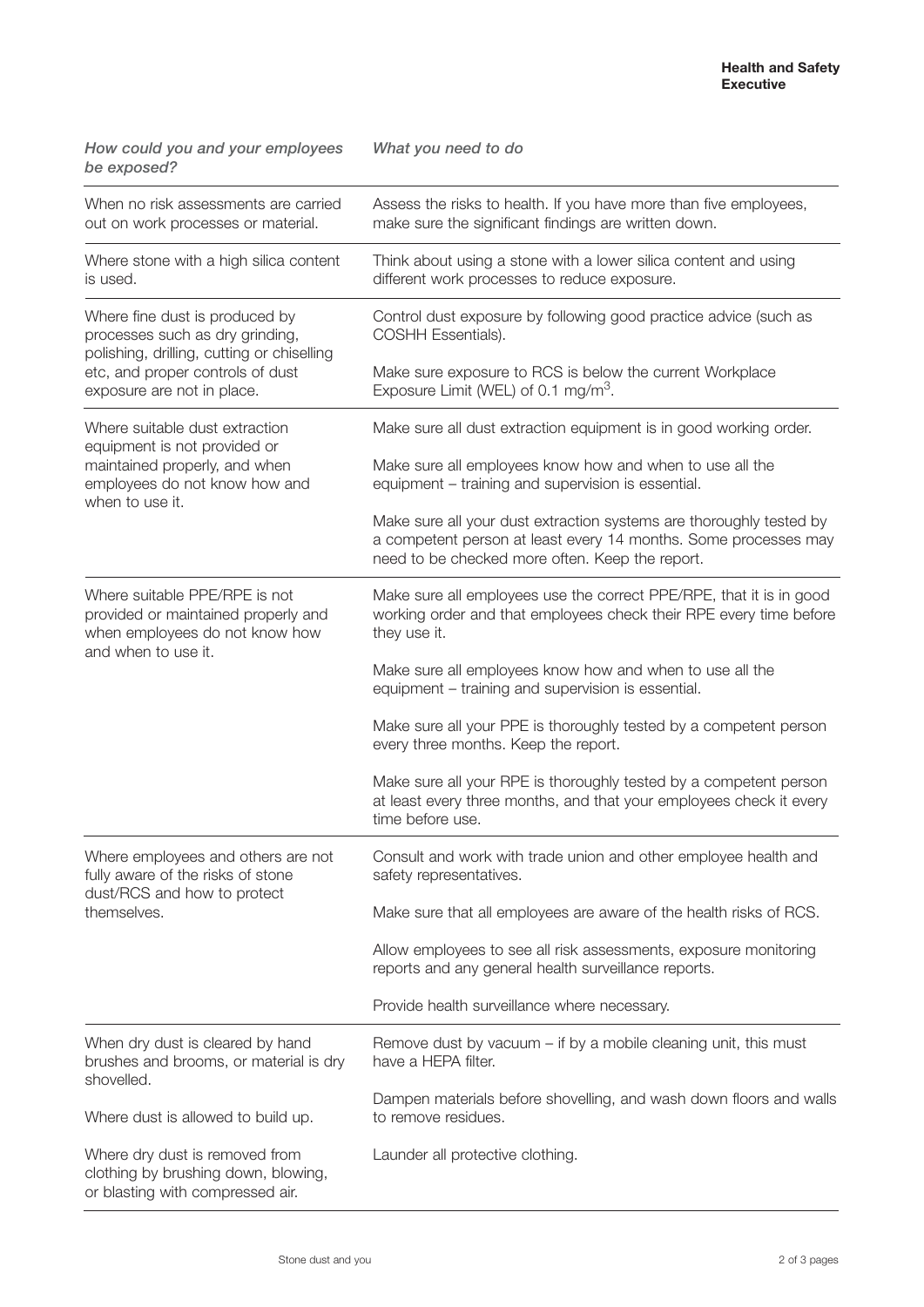| *How could you and your employees be exposed?* | *What you need to do* |
|---|---|
| When no risk assessments are carried out on work processes or material. | Assess the risks to health. If you have more than five employees, make sure the significant findings are written down. |
| Where stone with a high silica content is used. | Think about using a stone with a lower silica content and using different work processes to reduce exposure. |
| Where fine dust is produced by processes such as dry grinding, polishing, drilling, cutting or chiselling etc, and proper controls of dust exposure are not in place. | Control dust exposure by following good practice advice (such as COSHH Essentials).<br><br>Make sure exposure to RCS is below the current Workplace Exposure Limit (WEL) of 0.1 $mg/m^3$. |
| Where suitable dust extraction equipment is not provided or maintained properly, and when employees do not know how and when to use it. | Make sure all dust extraction equipment is in good working order.<br><br>Make sure all employees know how and when to use all the equipment – training and supervision is essential.<br><br>Make sure all your dust extraction systems are thoroughly tested by a competent person at least every 14 months. Some processes may need to be checked more often. Keep the report. |
| Where suitable PPE/RPE is not provided or maintained properly and when employees do not know how and when to use it. | Make sure all employees use the correct PPE/RPE, that it is in good working order and that employees check their RPE every time before they use it.<br><br>Make sure all employees know how and when to use all the equipment – training and supervision is essential.<br><br>Make sure all your PPE is thoroughly tested by a competent person every three months. Keep the report.<br><br>Make sure all your RPE is thoroughly tested by a competent person at least every three months, and that your employees check it every time before use. |
| Where employees and others are not fully aware of the risks of stone dust/RCS and how to protect themselves. | Consult and work with trade union and other employee health and safety representatives.<br><br>Make sure that all employees are aware of the health risks of RCS.<br><br>Allow employees to see all risk assessments, exposure monitoring reports and any general health surveillance reports.<br><br>Provide health surveillance where necessary. |
| When dry dust is cleared by hand brushes and brooms, or material is dry shovelled.<br><br>Where dust is allowed to build up.<br><br>Where dry dust is removed from clothing by brushing down, blowing, or blasting with compressed air. | Remove dust by vacuum – if by a mobile cleaning unit, this must have a HEPA filter.<br><br>Dampen materials before shovelling, and wash down floors and walls to remove residues.<br><br>Launder all protective clothing. |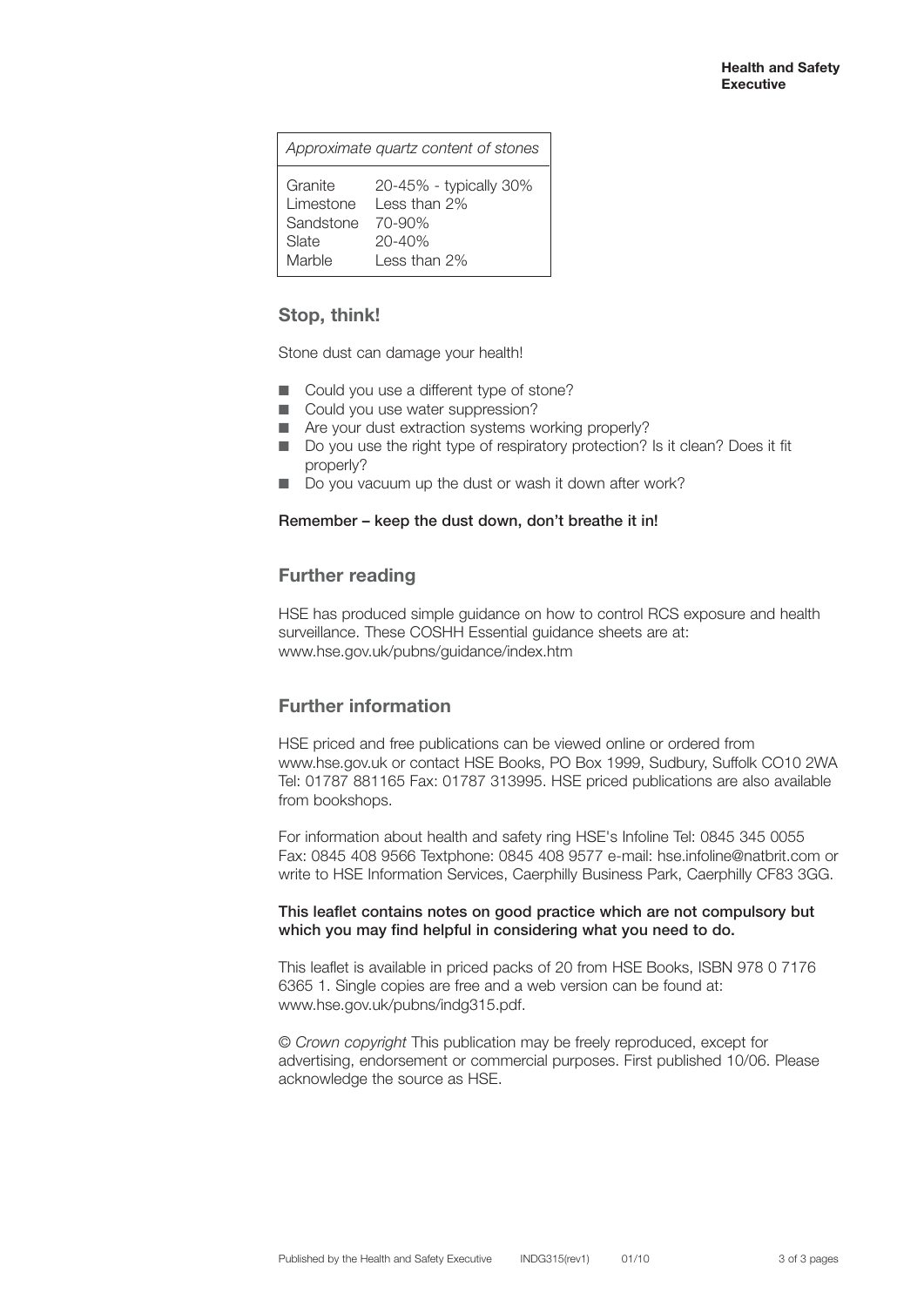| *Approximate quartz content of stones* | |
|---|---|
| Granite | 20-45% - typically 30% |
| Limestone | Less than 2% |
| Sandstone | 70-90% |
| Slate | 20-40% |
| Marble | Less than 2% |

## Stop, think!

Stone dust can damage your health!

- Could you use a different type of stone?
- Could you use water suppression?
- Are your dust extraction systems working properly?
- Do you use the right type of respiratory protection? Is it clean? Does it fit properly?
- Do you vacuum up the dust or wash it down after work?

**Remember – keep the dust down, don't breathe it in!**

## Further reading

HSE has produced simple guidance on how to control RCS exposure and health surveillance. These COSHH Essential guidance sheets are at: www.hse.gov.uk/pubns/guidance/index.htm

## Further information

HSE priced and free publications can be viewed online or ordered from www.hse.gov.uk or contact HSE Books, PO Box 1999, Sudbury, Suffolk CO10 2WA Tel: 01787 881165 Fax: 01787 313995. HSE priced publications are also available from bookshops.

For information about health and safety ring HSE's Infoline Tel: 0845 345 0055 Fax: 0845 408 9566 Textphone: 0845 408 9577 e-mail: hse.infoline@natbrit.com or write to HSE Information Services, Caerphilly Business Park, Caerphilly CF83 3GG.

**This leaflet contains notes on good practice which are not compulsory but which you may find helpful in considering what you need to do.**

This leaflet is available in priced packs of 20 from HSE Books, ISBN 978 0 7176 6365 1. Single copies are free and a web version can be found at: www.hse.gov.uk/pubns/indg315.pdf.

© *Crown copyright* This publication may be freely reproduced, except for advertising, endorsement or commercial purposes. First published 10/06. Please acknowledge the source as HSE.